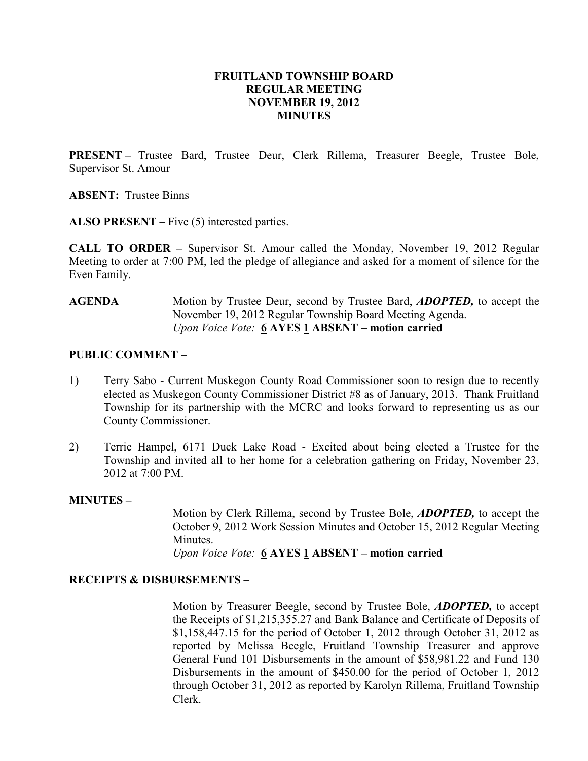# FRUITLAND TOWNSHIP BOARD
# REGULAR MEETING
# NOVEMBER 19, 2012
# MINUTES

**PRESENT –** Trustee Bard, Trustee Deur, Clerk Rillema, Treasurer Beegle, Trustee Bole, Supervisor St. Amour

**ABSENT:** Trustee Binns

**ALSO PRESENT –** Five (5) interested parties.

**CALL TO ORDER –** Supervisor St. Amour called the Monday, November 19, 2012 Regular Meeting to order at 7:00 PM, led the pledge of allegiance and asked for a moment of silence for the Even Family.

**AGENDA** – Motion by Trustee Deur, second by Trustee Bard, ***ADOPTED,*** to accept the November 19, 2012 Regular Township Board Meeting Agenda.
*Upon Voice Vote:* **6 AYES 1 ABSENT – motion carried**

**PUBLIC COMMENT –**

1) Terry Sabo - Current Muskegon County Road Commissioner soon to resign due to recently elected as Muskegon County Commissioner District #8 as of January, 2013. Thank Fruitland Township for its partnership with the MCRC and looks forward to representing us as our County Commissioner.

2) Terrie Hampel, 6171 Duck Lake Road - Excited about being elected a Trustee for the Township and invited all to her home for a celebration gathering on Friday, November 23, 2012 at 7:00 PM.

**MINUTES –**

Motion by Clerk Rillema, second by Trustee Bole, ***ADOPTED,*** to accept the October 9, 2012 Work Session Minutes and October 15, 2012 Regular Meeting Minutes.
*Upon Voice Vote:* **6 AYES 1 ABSENT – motion carried**

**RECEIPTS & DISBURSEMENTS –**

Motion by Treasurer Beegle, second by Trustee Bole, ***ADOPTED,*** to accept the Receipts of $1,215,355.27 and Bank Balance and Certificate of Deposits of $1,158,447.15 for the period of October 1, 2012 through October 31, 2012 as reported by Melissa Beegle, Fruitland Township Treasurer and approve General Fund 101 Disbursements in the amount of $58,981.22 and Fund 130 Disbursements in the amount of $450.00 for the period of October 1, 2012 through October 31, 2012 as reported by Karolyn Rillema, Fruitland Township Clerk.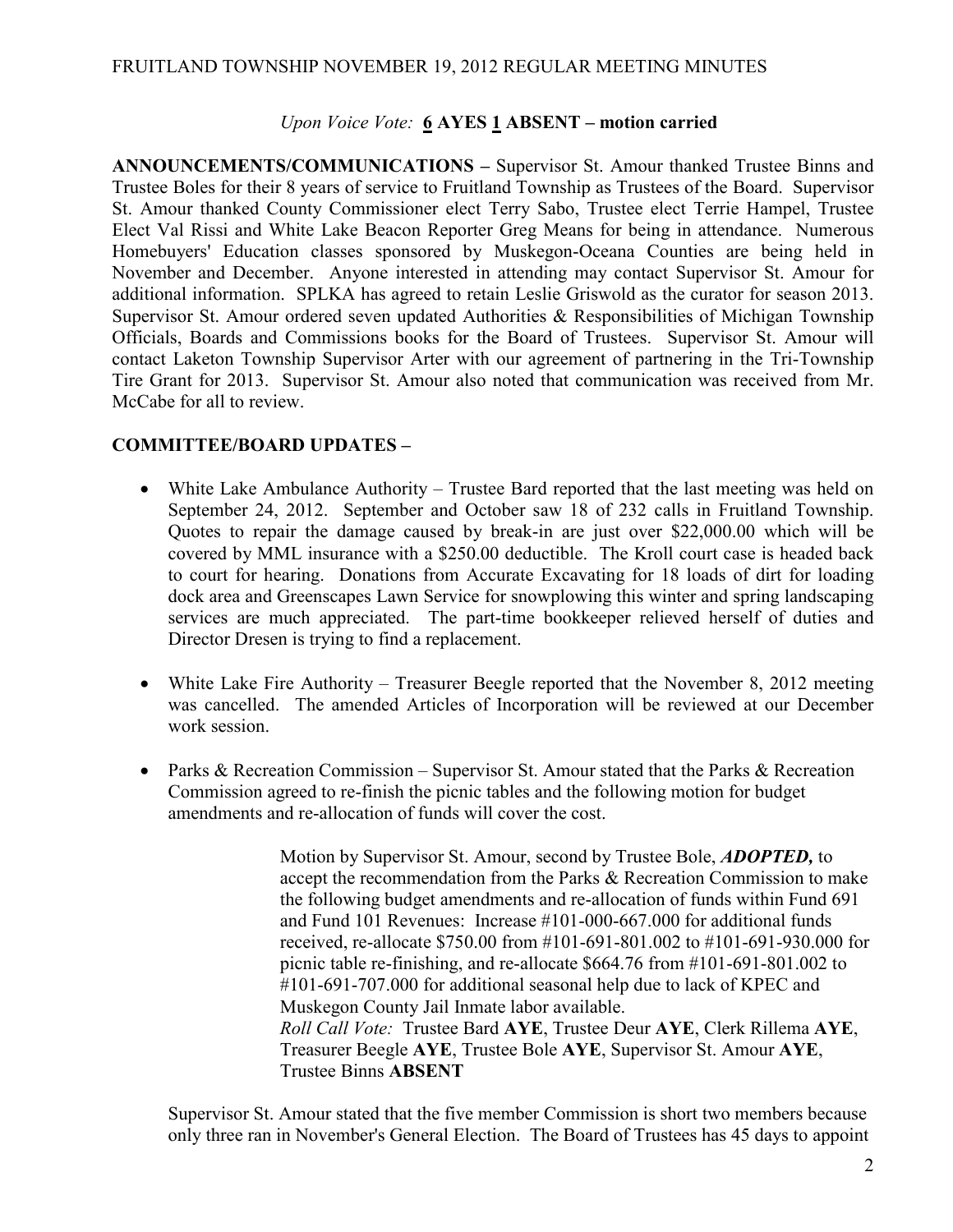*Upon Voice Vote:* **6 AYES 1 ABSENT – motion carried**

**ANNOUNCEMENTS/COMMUNICATIONS –** Supervisor St. Amour thanked Trustee Binns and Trustee Boles for their 8 years of service to Fruitland Township as Trustees of the Board. Supervisor St. Amour thanked County Commissioner elect Terry Sabo, Trustee elect Terrie Hampel, Trustee Elect Val Rissi and White Lake Beacon Reporter Greg Means for being in attendance. Numerous Homebuyers' Education classes sponsored by Muskegon-Oceana Counties are being held in November and December. Anyone interested in attending may contact Supervisor St. Amour for additional information. SPLKA has agreed to retain Leslie Griswold as the curator for season 2013. Supervisor St. Amour ordered seven updated Authorities & Responsibilities of Michigan Township Officials, Boards and Commissions books for the Board of Trustees. Supervisor St. Amour will contact Laketon Township Supervisor Arter with our agreement of partnering in the Tri-Township Tire Grant for 2013. Supervisor St. Amour also noted that communication was received from Mr. McCabe for all to review.

**COMMITTEE/BOARD UPDATES –**

- White Lake Ambulance Authority – Trustee Bard reported that the last meeting was held on September 24, 2012. September and October saw 18 of 232 calls in Fruitland Township. Quotes to repair the damage caused by break-in are just over $22,000.00 which will be covered by MML insurance with a $250.00 deductible. The Kroll court case is headed back to court for hearing. Donations from Accurate Excavating for 18 loads of dirt for loading dock area and Greenscapes Lawn Service for snowplowing this winter and spring landscaping services are much appreciated. The part-time bookkeeper relieved herself of duties and Director Dresen is trying to find a replacement.

- White Lake Fire Authority – Treasurer Beegle reported that the November 8, 2012 meeting was cancelled. The amended Articles of Incorporation will be reviewed at our December work session.

- Parks & Recreation Commission – Supervisor St. Amour stated that the Parks & Recreation Commission agreed to re-finish the picnic tables and the following motion for budget amendments and re-allocation of funds will cover the cost.

  > Motion by Supervisor St. Amour, second by Trustee Bole, ***ADOPTED,*** to accept the recommendation from the Parks & Recreation Commission to make the following budget amendments and re-allocation of funds within Fund 691 and Fund 101 Revenues: Increase #101-000-667.000 for additional funds received, re-allocate $750.00 from #101-691-801.002 to #101-691-930.000 for picnic table re-finishing, and re-allocate $664.76 from #101-691-801.002 to #101-691-707.000 for additional seasonal help due to lack of KPEC and Muskegon County Jail Inmate labor available.
  > *Roll Call Vote:* Trustee Bard **AYE**, Trustee Deur **AYE**, Clerk Rillema **AYE**, Treasurer Beegle **AYE**, Trustee Bole **AYE**, Supervisor St. Amour **AYE**, Trustee Binns **ABSENT**

  Supervisor St. Amour stated that the five member Commission is short two members because only three ran in November's General Election. The Board of Trustees has 45 days to appoint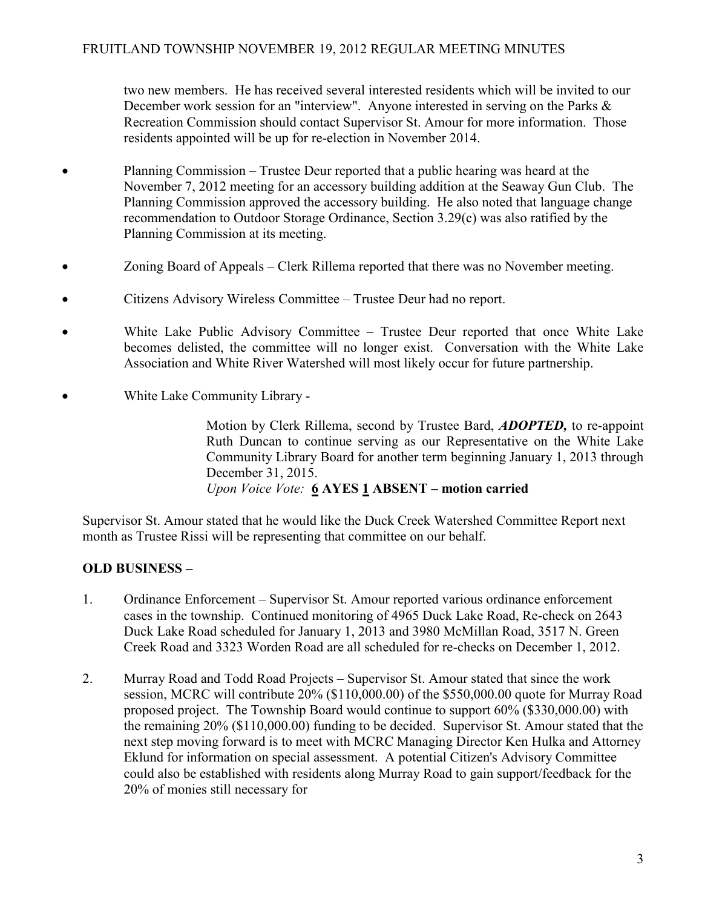two new members. He has received several interested residents which will be invited to our December work session for an "interview". Anyone interested in serving on the Parks & Recreation Commission should contact Supervisor St. Amour for more information. Those residents appointed will be up for re-election in November 2014.

- Planning Commission – Trustee Deur reported that a public hearing was heard at the November 7, 2012 meeting for an accessory building addition at the Seaway Gun Club. The Planning Commission approved the accessory building. He also noted that language change recommendation to Outdoor Storage Ordinance, Section 3.29(c) was also ratified by the Planning Commission at its meeting.

- Zoning Board of Appeals – Clerk Rillema reported that there was no November meeting.

- Citizens Advisory Wireless Committee – Trustee Deur had no report.

- White Lake Public Advisory Committee – Trustee Deur reported that once White Lake becomes delisted, the committee will no longer exist. Conversation with the White Lake Association and White River Watershed will most likely occur for future partnership.

- White Lake Community Library -

  Motion by Clerk Rillema, second by Trustee Bard, ***ADOPTED,*** to re-appoint Ruth Duncan to continue serving as our Representative on the White Lake Community Library Board for another term beginning January 1, 2013 through December 31, 2015.
  *Upon Voice Vote:* **6 AYES 1 ABSENT – motion carried**

Supervisor St. Amour stated that he would like the Duck Creek Watershed Committee Report next month as Trustee Rissi will be representing that committee on our behalf.

**OLD BUSINESS –**

1. Ordinance Enforcement – Supervisor St. Amour reported various ordinance enforcement cases in the township. Continued monitoring of 4965 Duck Lake Road, Re-check on 2643 Duck Lake Road scheduled for January 1, 2013 and 3980 McMillan Road, 3517 N. Green Creek Road and 3323 Worden Road are all scheduled for re-checks on December 1, 2012.

2. Murray Road and Todd Road Projects – Supervisor St. Amour stated that since the work session, MCRC will contribute 20% ($110,000.00) of the $550,000.00 quote for Murray Road proposed project. The Township Board would continue to support 60% ($330,000.00) with the remaining 20% ($110,000.00) funding to be decided. Supervisor St. Amour stated that the next step moving forward is to meet with MCRC Managing Director Ken Hulka and Attorney Eklund for information on special assessment. A potential Citizen's Advisory Committee could also be established with residents along Murray Road to gain support/feedback for the 20% of monies still necessary for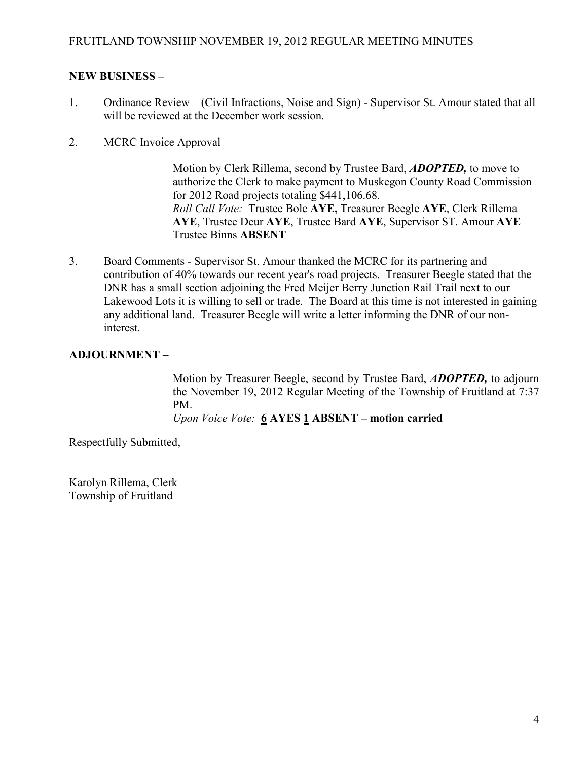**NEW BUSINESS –**

1. Ordinance Review – (Civil Infractions, Noise and Sign) - Supervisor St. Amour stated that all will be reviewed at the December work session.

2. MCRC Invoice Approval –

   Motion by Clerk Rillema, second by Trustee Bard, ***ADOPTED,*** to move to authorize the Clerk to make payment to Muskegon County Road Commission for 2012 Road projects totaling $441,106.68.
   *Roll Call Vote:* Trustee Bole **AYE,** Treasurer Beegle **AYE**, Clerk Rillema **AYE**, Trustee Deur **AYE**, Trustee Bard **AYE**, Supervisor ST. Amour **AYE** Trustee Binns **ABSENT**

3. Board Comments - Supervisor St. Amour thanked the MCRC for its partnering and contribution of 40% towards our recent year's road projects. Treasurer Beegle stated that the DNR has a small section adjoining the Fred Meijer Berry Junction Rail Trail next to our Lakewood Lots it is willing to sell or trade. The Board at this time is not interested in gaining any additional land. Treasurer Beegle will write a letter informing the DNR of our non-interest.

**ADJOURNMENT –**

Motion by Treasurer Beegle, second by Trustee Bard, ***ADOPTED,*** to adjourn the November 19, 2012 Regular Meeting of the Township of Fruitland at 7:37 PM.
*Upon Voice Vote:* **6 AYES 1 ABSENT – motion carried**

Respectfully Submitted,

Karolyn Rillema, Clerk
Township of Fruitland